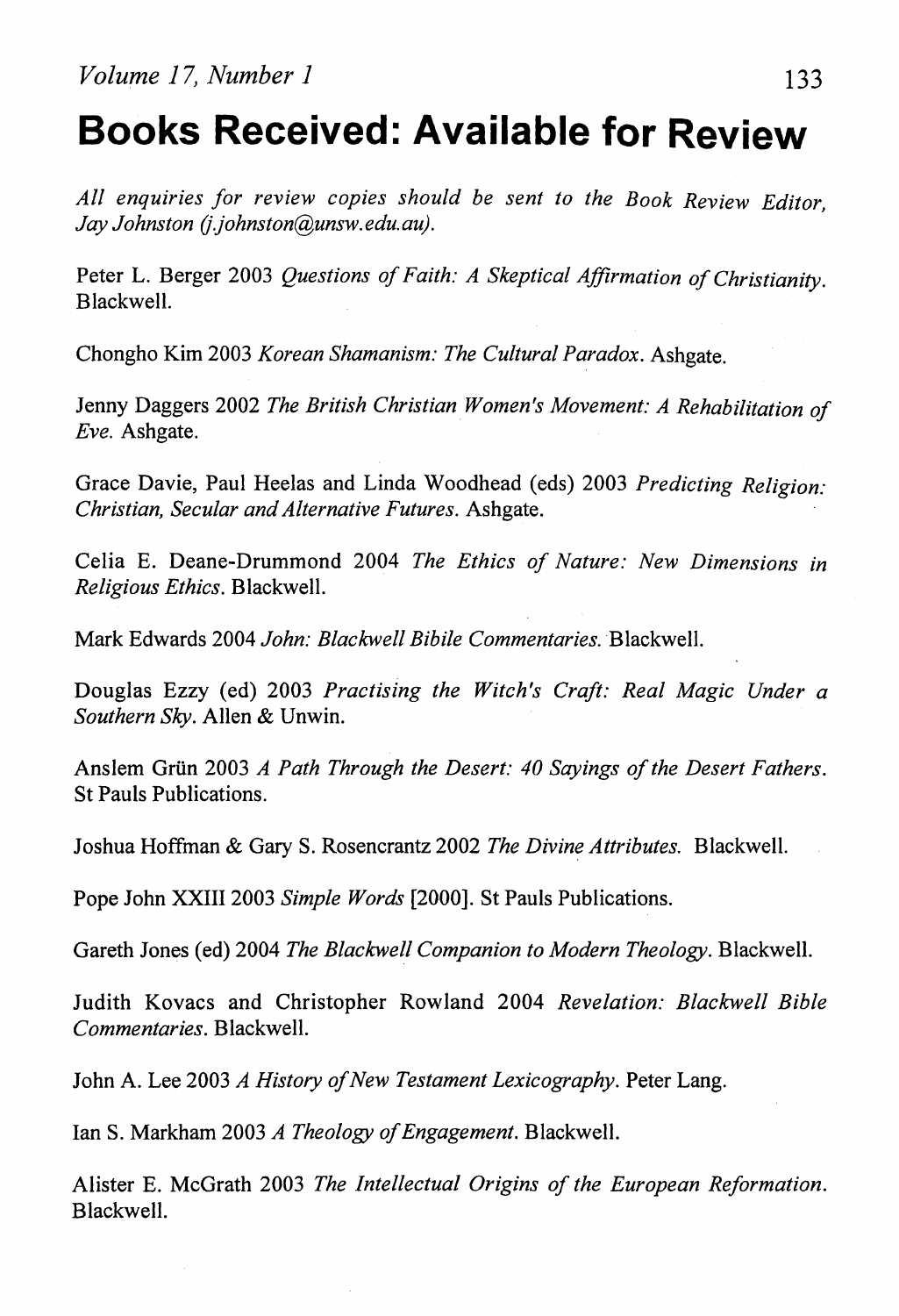# Books Received: Available for Review

*All enquiries for review copies should be sent to the Book Review Editor, Jay Johnston (j.johnston@unsw.edu.au).*

Peter L. Berger 2003 *Questions of Faith: A Skeptical Affirmation of Christianity*. Blackwell.

Chongho Kim 2003 *Korean Shamanism: The Cultural Paradox*. Ashgate.

Jenny Daggers 2002 *The British Christian Women's Movement: A Rehabilitation of Eve*. Ashgate.

Grace Davie, Paul Heelas and Linda Woodhead (eds) 2003 *Predicting Religion: Christian, Secular and Alternative Futures*. Ashgate.

Celia E. Deane-Drummond 2004 *The Ethics of Nature: New Dimensions in Religious Ethics*. Blackwell.

Mark Edwards 2004 *John: Blackwell Bibile Commentaries*. Blackwell.

Douglas Ezzy (ed) 2003 *Practising the Witch's Craft: Real Magic Under a Southern Sky*. Allen & Unwin.

Anslem Grün 2003 *A Path Through the Desert: 40 Sayings of the Desert Fathers*. St Pauls Publications.

Joshua Hoffman & Gary S. Rosencrantz 2002 *The Divine Attributes*. Blackwell.

Pope John XXIII 2003 *Simple Words* [2000]. St Pauls Publications.

Gareth Jones (ed) 2004 *The Blackwell Companion to Modern Theology*. Blackwell.

Judith Kovacs and Christopher Rowland 2004 *Revelation: Blackwell Bible Commentaries*. Blackwell.

John A. Lee 2003 *A History of New Testament Lexicography*. Peter Lang.

Ian S. Markham 2003 *A Theology of Engagement*. Blackwell.

Alister E. McGrath 2003 *The Intellectual Origins of the European Reformation*. Blackwell.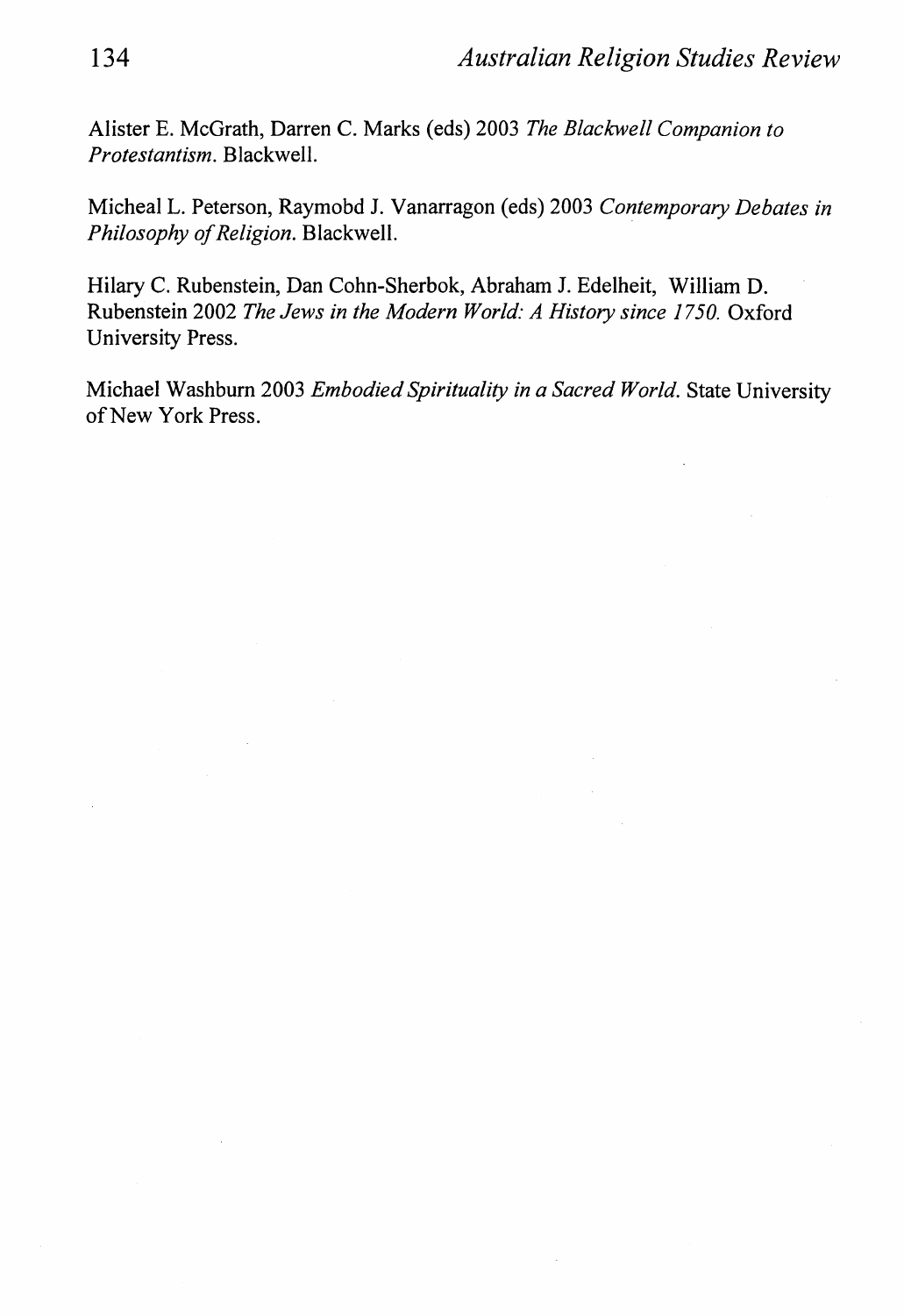Alister E. McGrath, Darren C. Marks (eds) 2003 *The Blackwell Companion to Protestantism*. Blackwell.

Micheal L. Peterson, Raymobd J. Vanarragon (eds) 2003 *Contemporary Debates in Philosophy of Religion*. Blackwell.

Hilary C. Rubenstein, Dan Cohn-Sherbok, Abraham J. Edelheit, William D. Rubenstein 2002 *The Jews in the Modern World: A History since 1750.* Oxford University Press.

Michael Washburn 2003 *Embodied Spirituality in a Sacred World.* State University of New York Press.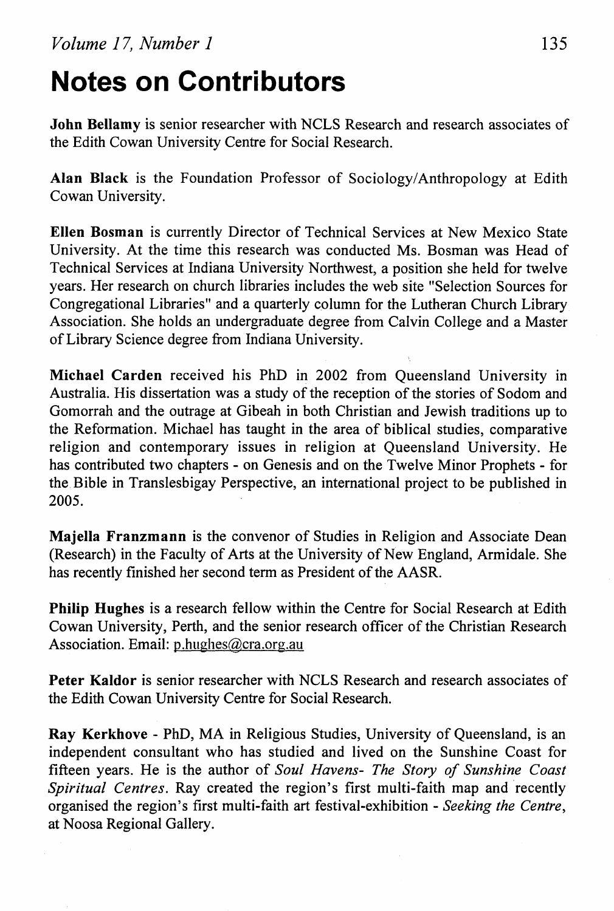# Notes on Contributors

**John Bellamy** is senior researcher with NCLS Research and research associates of the Edith Cowan University Centre for Social Research.

**Alan Black** is the Foundation Professor of Sociology/Anthropology at Edith Cowan University.

**Ellen Bosman** is currently Director of Technical Services at New Mexico State University. At the time this research was conducted Ms. Bosman was Head of Technical Services at Indiana University Northwest, a position she held for twelve years. Her research on church libraries includes the web site "Selection Sources for Congregational Libraries" and a quarterly column for the Lutheran Church Library Association. She holds an undergraduate degree from Calvin College and a Master of Library Science degree from Indiana University.

**Michael Carden** received his PhD in 2002 from Queensland University in Australia. His dissertation was a study of the reception of the stories of Sodom and Gomorrah and the outrage at Gibeah in both Christian and Jewish traditions up to the Reformation. Michael has taught in the area of biblical studies, comparative religion and contemporary issues in religion at Queensland University. He has contributed two chapters - on Genesis and on the Twelve Minor Prophets - for the Bible in Translesbigay Perspective, an international project to be published in 2005.

**Majella Franzmann** is the convenor of Studies in Religion and Associate Dean (Research) in the Faculty of Arts at the University of New England, Armidale. She has recently finished her second term as President of the AASR.

**Philip Hughes** is a research fellow within the Centre for Social Research at Edith Cowan University, Perth, and the senior research officer of the Christian Research Association. Email: p.hughes@cra.org.au

**Peter Kaldor** is senior researcher with NCLS Research and research associates of the Edith Cowan University Centre for Social Research.

**Ray Kerkhove** - PhD, MA in Religious Studies, University of Queensland, is an independent consultant who has studied and lived on the Sunshine Coast for fifteen years. He is the author of *Soul Havens- The Story of Sunshine Coast Spiritual Centres*. Ray created the region's first multi-faith map and recently organised the region's first multi-faith art festival-exhibition - *Seeking the Centre*, at Noosa Regional Gallery.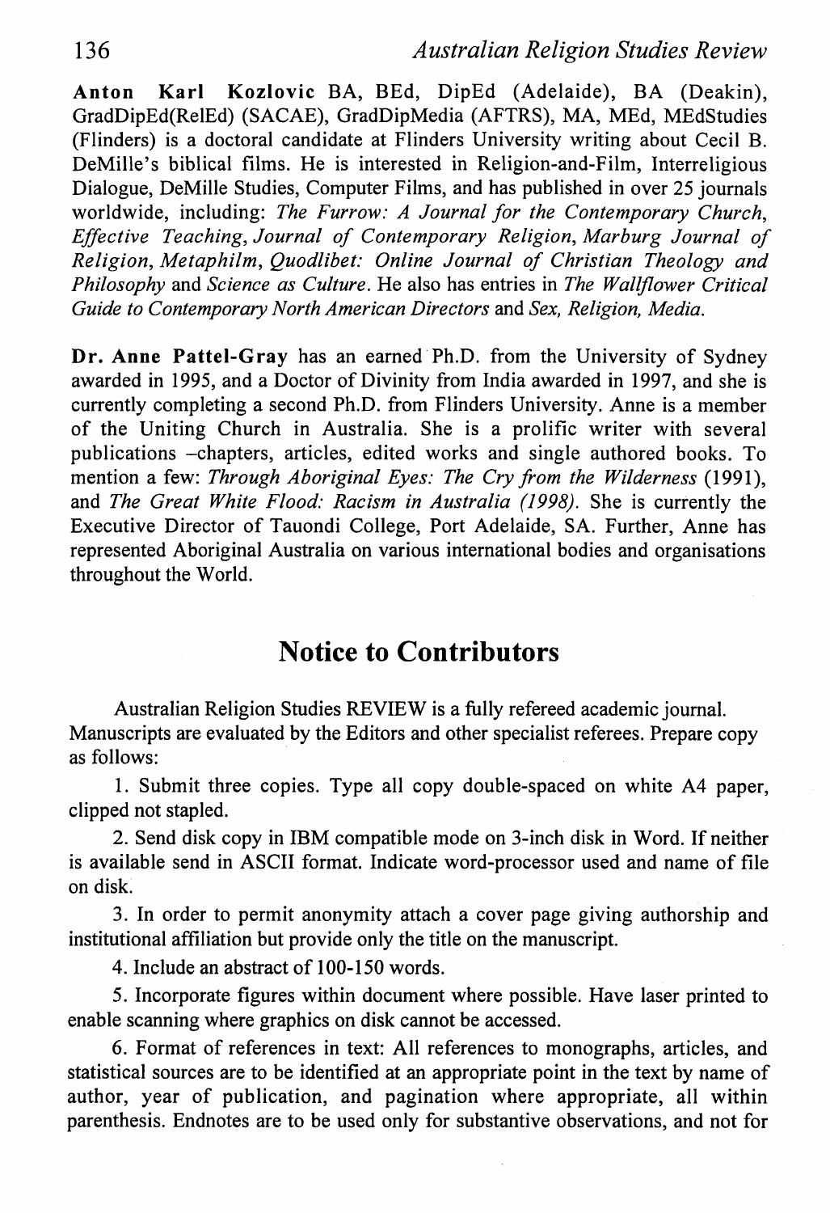**Anton Karl Kozlovic** BA, BEd, DipEd (Adelaide), BA (Deakin), GradDipEd(RelEd) (SACAE), GradDipMedia (AFTRS), MA, MEd, MEdStudies (Flinders) is a doctoral candidate at Flinders University writing about Cecil B. DeMille's biblical films. He is interested in Religion-and-Film, Interreligious Dialogue, DeMille Studies, Computer Films, and has published in over 25 journals worldwide, including: *The Furrow: A Journal for the Contemporary Church*, *Effective Teaching*, *Journal of Contemporary Religion*, *Marburg Journal of Religion*, *Metaphilm*, *Quodlibet: Online Journal of Christian Theology and Philosophy* and *Science as Culture*. He also has entries in *The Wallflower Critical Guide to Contemporary North American Directors* and *Sex, Religion, Media*.

**Dr. Anne Pattel-Gray** has an earned Ph.D. from the University of Sydney awarded in 1995, and a Doctor of Divinity from India awarded in 1997, and she is currently completing a second Ph.D. from Flinders University. Anne is a member of the Uniting Church in Australia. She is a prolific writer with several publications –chapters, articles, edited works and single authored books. To mention a few: *Through Aboriginal Eyes: The Cry from the Wilderness* (1991), and *The Great White Flood: Racism in Australia (1998)*. She is currently the Executive Director of Tauondi College, Port Adelaide, SA. Further, Anne has represented Aboriginal Australia on various international bodies and organisations throughout the World.

## Notice to Contributors

Australian Religion Studies REVIEW is a fully refereed academic journal. Manuscripts are evaluated by the Editors and other specialist referees. Prepare copy as follows:

1. Submit three copies. Type all copy double-spaced on white A4 paper, clipped not stapled.

2. Send disk copy in IBM compatible mode on 3-inch disk in Word. If neither is available send in ASCII format. Indicate word-processor used and name of file on disk.

3. In order to permit anonymity attach a cover page giving authorship and institutional affiliation but provide only the title on the manuscript.

4. Include an abstract of 100-150 words.

5. Incorporate figures within document where possible. Have laser printed to enable scanning where graphics on disk cannot be accessed.

6. Format of references in text: All references to monographs, articles, and statistical sources are to be identified at an appropriate point in the text by name of author, year of publication, and pagination where appropriate, all within parenthesis. Endnotes are to be used only for substantive observations, and not for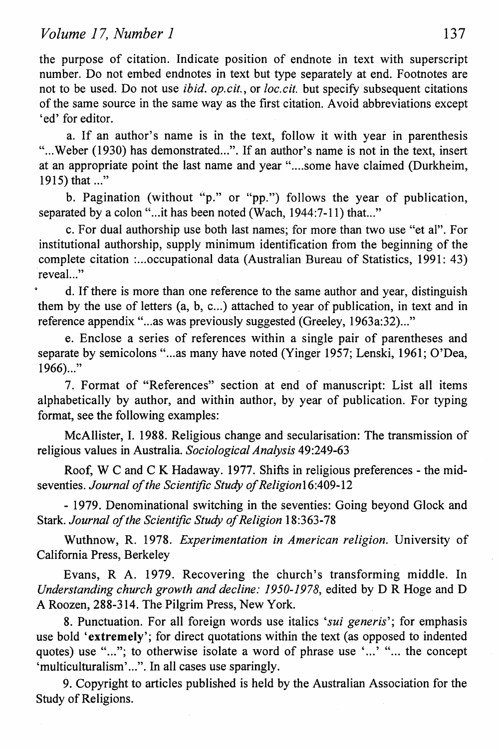the purpose of citation. Indicate position of endnote in text with superscript number. Do not embed endnotes in text but type separately at end. Footnotes are not to be used. Do not use *ibid. op.cit.*, or *loc.cit.* but specify subsequent citations of the same source in the same way as the first citation. Avoid abbreviations except 'ed' for editor.

a. If an author's name is in the text, follow it with year in parenthesis "...Weber (1930) has demonstrated...". If an author's name is not in the text, insert at an appropriate point the last name and year "....some have claimed (Durkheim, 1915) that ..."

b. Pagination (without "p." or "pp.") follows the year of publication, separated by a colon "...it has been noted (Wach, 1944:7-11) that..."

c. For dual authorship use both last names; for more than two use "et al". For institutional authorship, supply minimum identification from the beginning of the complete citation :...occupational data (Australian Bureau of Statistics, 1991: 43) reveal..."

d. If there is more than one reference to the same author and year, distinguish them by the use of letters (a, b, c...) attached to year of publication, in text and in reference appendix "...as was previously suggested (Greeley, 1963a:32)..."

e. Enclose a series of references within a single pair of parentheses and separate by semicolons "...as many have noted (Yinger 1957; Lenski, 1961; O'Dea, 1966)..."

7. Format of "References" section at end of manuscript: List all items alphabetically by author, and within author, by year of publication. For typing format, see the following examples:

McAllister, I. 1988. Religious change and secularisation: The transmission of religious values in Australia. *Sociological Analysis* 49:249-63

Roof, W C and C K Hadaway. 1977. Shifts in religious preferences - the mid-seventies. *Journal of the Scientific Study of Religion*16:409-12

- 1979. Denominational switching in the seventies: Going beyond Glock and Stark. *Journal of the Scientific Study of Religion* 18:363-78

Wuthnow, R. 1978. *Experimentation in American religion*. University of California Press, Berkeley

Evans, R A. 1979. Recovering the church's transforming middle. In *Understanding church growth and decline: 1950-1978*, edited by D R Hoge and D A Roozen, 288-314. The Pilgrim Press, New York.

8. Punctuation. For all foreign words use italics '*sui generis*'; for emphasis use bold '**extremely**'; for direct quotations within the text (as opposed to indented quotes) use "..."; to otherwise isolate a word of phrase use '...' "... the concept 'multiculturalism'...". In all cases use sparingly.

9. Copyright to articles published is held by the Australian Association for the Study of Religions.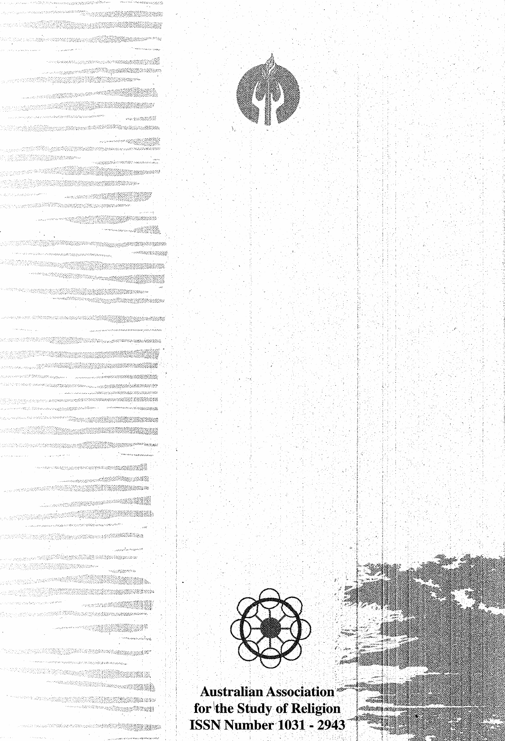Australian Association for the Study of Religion
ISSN Number 1031 - 2943